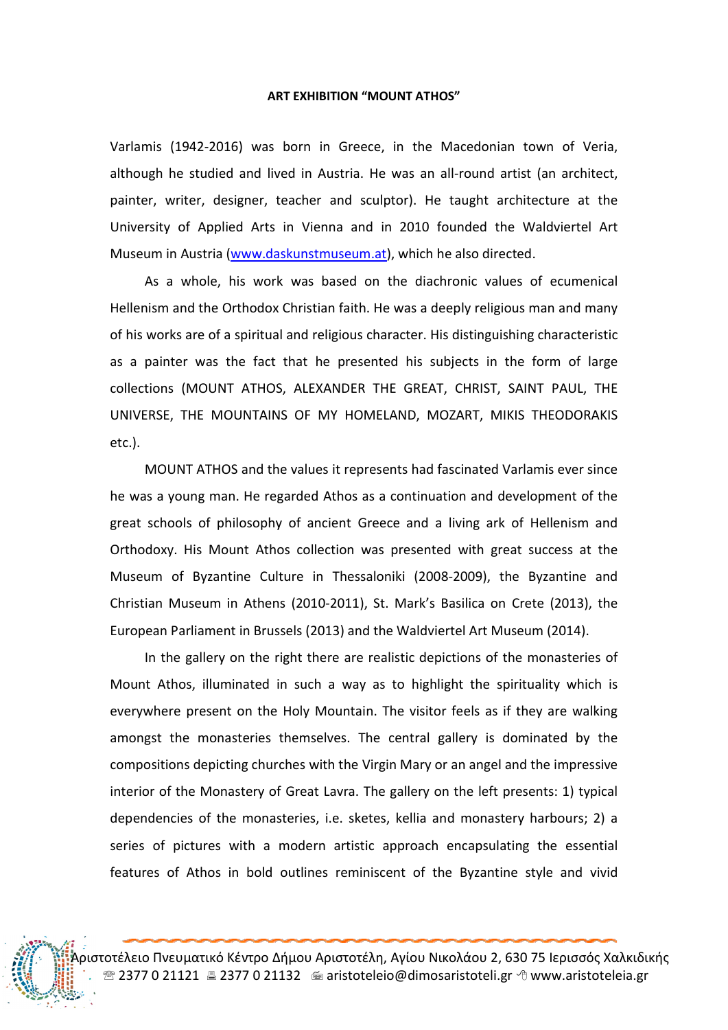**ART EXHIBITION "MOUNT ATHOS"**

Varlamis (1942-2016) was born in Greece, in the Macedonian town of Veria, although he studied and lived in Austria. He was an all-round artist (an architect, painter, writer, designer, teacher and sculptor). He taught architecture at the University of Applied Arts in Vienna and in 2010 founded the Waldviertel Art Museum in Austria (www.daskunstmuseum.at), which he also directed.

As a whole, his work was based on the diachronic values of ecumenical Hellenism and the Orthodox Christian faith. He was a deeply religious man and many of his works are of a spiritual and religious character. His distinguishing characteristic as a painter was the fact that he presented his subjects in the form of large collections (MOUNT ATHOS, ALEXANDER THE GREAT, CHRIST, SAINT PAUL, THE UNIVERSE, THE MOUNTAINS OF MY HOMELAND, MOZART, MIKIS THEODORAKIS etc.).

MOUNT ATHOS and the values it represents had fascinated Varlamis ever since he was a young man. He regarded Athos as a continuation and development of the great schools of philosophy of ancient Greece and a living ark of Hellenism and Orthodoxy. His Mount Athos collection was presented with great success at the Museum of Byzantine Culture in Thessaloniki (2008-2009), the Byzantine and Christian Museum in Athens (2010-2011), St. Mark's Basilica on Crete (2013), the European Parliament in Brussels (2013) and the Waldviertel Art Museum (2014).

In the gallery on the right there are realistic depictions of the monasteries of Mount Athos, illuminated in such a way as to highlight the spirituality which is everywhere present on the Holy Mountain. The visitor feels as if they are walking amongst the monasteries themselves. The central gallery is dominated by the compositions depicting churches with the Virgin Mary or an angel and the impressive interior of the Monastery of Great Lavra. The gallery on the left presents: 1) typical dependencies of the monasteries, i.e. sketes, kellia and monastery harbours; 2) a series of pictures with a modern artistic approach encapsulating the essential features of Athos in bold outlines reminiscent of the Byzantine style and vivid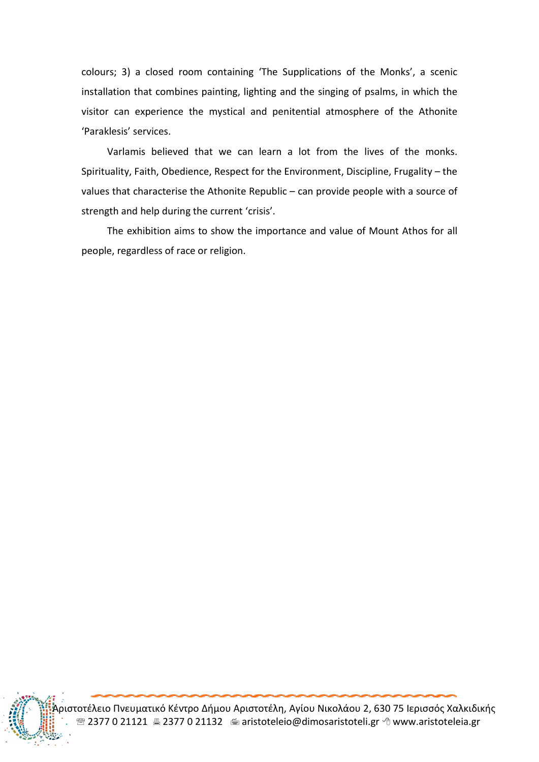colours; 3) a closed room containing 'The Supplications of the Monks', a scenic installation that combines painting, lighting and the singing of psalms, in which the visitor can experience the mystical and penitential atmosphere of the Athonite 'Paraklesis' services.

Varlamis believed that we can learn a lot from the lives of the monks. Spirituality, Faith, Obedience, Respect for the Environment, Discipline, Frugality – the values that characterise the Athonite Republic – can provide people with a source of strength and help during the current 'crisis'.

The exhibition aims to show the importance and value of Mount Athos for all people, regardless of race or religion.